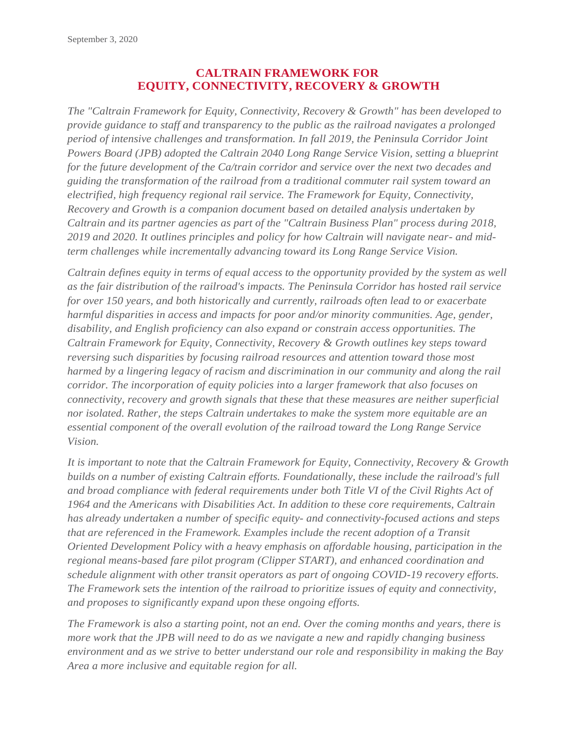September 3, 2020

# CALTRAIN FRAMEWORK FOR EQUITY, CONNECTIVITY, RECOVERY & GROWTH

*The "Caltrain Framework for Equity, Connectivity, Recovery & Growth" has been developed to provide guidance to staff and transparency to the public as the railroad navigates a prolonged period of intensive challenges and transformation. In fall 2019, the Peninsula Corridor Joint Powers Board (JPB) adopted the Caltrain 2040 Long Range Service Vision, setting a blueprint for the future development of the Ca/train corridor and service over the next two decades and guiding the transformation of the railroad from a traditional commuter rail system toward an electrified, high frequency regional rail service. The Framework for Equity, Connectivity, Recovery and Growth is a companion document based on detailed analysis undertaken by Caltrain and its partner agencies as part of the "Caltrain Business Plan" process during 2018, 2019 and 2020. It outlines principles and policy for how Caltrain will navigate near- and mid-term challenges while incrementally advancing toward its Long Range Service Vision.*

*Caltrain defines equity in terms of equal access to the opportunity provided by the system as well as the fair distribution of the railroad's impacts. The Peninsula Corridor has hosted rail service for over 150 years, and both historically and currently, railroads often lead to or exacerbate harmful disparities in access and impacts for poor and/or minority communities. Age, gender, disability, and English proficiency can also expand or constrain access opportunities. The Caltrain Framework for Equity, Connectivity, Recovery & Growth outlines key steps toward reversing such disparities by focusing railroad resources and attention toward those most harmed by a lingering legacy of racism and discrimination in our community and along the rail corridor. The incorporation of equity policies into a larger framework that also focuses on connectivity, recovery and growth signals that these that these measures are neither superficial nor isolated. Rather, the steps Caltrain undertakes to make the system more equitable are an essential component of the overall evolution of the railroad toward the Long Range Service Vision.*

*It is important to note that the Caltrain Framework for Equity, Connectivity, Recovery & Growth builds on a number of existing Caltrain efforts. Foundationally, these include the railroad's full and broad compliance with federal requirements under both Title VI of the Civil Rights Act of 1964 and the Americans with Disabilities Act. In addition to these core requirements, Caltrain has already undertaken a number of specific equity- and connectivity-focused actions and steps that are referenced in the Framework. Examples include the recent adoption of a Transit Oriented Development Policy with a heavy emphasis on affordable housing, participation in the regional means-based fare pilot program (Clipper START), and enhanced coordination and schedule alignment with other transit operators as part of ongoing COVID-19 recovery efforts. The Framework sets the intention of the railroad to prioritize issues of equity and connectivity, and proposes to significantly expand upon these ongoing efforts.*

*The Framework is also a starting point, not an end. Over the coming months and years, there is more work that the JPB will need to do as we navigate a new and rapidly changing business environment and as we strive to better understand our role and responsibility in making the Bay Area a more inclusive and equitable region for all.*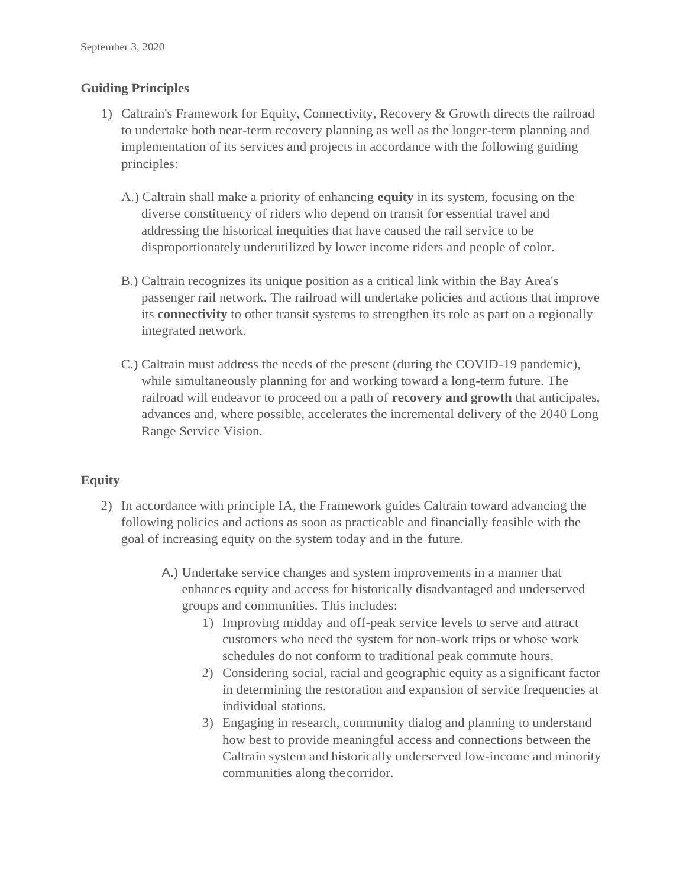September 3, 2020

**Guiding Principles**

1) Caltrain's Framework for Equity, Connectivity, Recovery & Growth directs the railroad to undertake both near-term recovery planning as well as the longer-term planning and implementation of its services and projects in accordance with the following guiding principles:

   A.) Caltrain shall make a priority of enhancing **equity** in its system, focusing on the diverse constituency of riders who depend on transit for essential travel and addressing the historical inequities that have caused the rail service to be disproportionately underutilized by lower income riders and people of color.

   B.) Caltrain recognizes its unique position as a critical link within the Bay Area's passenger rail network. The railroad will undertake policies and actions that improve its **connectivity** to other transit systems to strengthen its role as part on a regionally integrated network.

   C.) Caltrain must address the needs of the present (during the COVID-19 pandemic), while simultaneously planning for and working toward a long-term future. The railroad will endeavor to proceed on a path of **recovery and growth** that anticipates, advances and, where possible, accelerates the incremental delivery of the 2040 Long Range Service Vision.

**Equity**

2) In accordance with principle IA, the Framework guides Caltrain toward advancing the following policies and actions as soon as practicable and financially feasible with the goal of increasing equity on the system today and in the future.

   A.) Undertake service changes and system improvements in a manner that enhances equity and access for historically disadvantaged and underserved groups and communities. This includes:
      1) Improving midday and off-peak service levels to serve and attract customers who need the system for non-work trips or whose work schedules do not conform to traditional peak commute hours.
      2) Considering social, racial and geographic equity as a significant factor in determining the restoration and expansion of service frequencies at individual stations.
      3) Engaging in research, community dialog and planning to understand how best to provide meaningful access and connections between the Caltrain system and historically underserved low-income and minority communities along the corridor.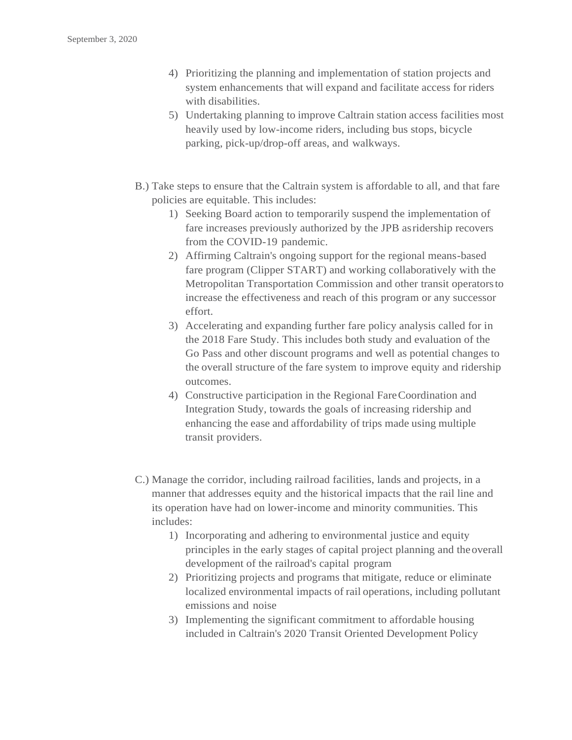4) Prioritizing the planning and implementation of station projects and system enhancements that will expand and facilitate access for riders with disabilities.
5) Undertaking planning to improve Caltrain station access facilities most heavily used by low-income riders, including bus stops, bicycle parking, pick-up/drop-off areas, and walkways.

B.) Take steps to ensure that the Caltrain system is affordable to all, and that fare policies are equitable. This includes:

1) Seeking Board action to temporarily suspend the implementation of fare increases previously authorized by the JPB as ridership recovers from the COVID-19 pandemic.
2) Affirming Caltrain's ongoing support for the regional means-based fare program (Clipper START) and working collaboratively with the Metropolitan Transportation Commission and other transit operators to increase the effectiveness and reach of this program or any successor effort.
3) Accelerating and expanding further fare policy analysis called for in the 2018 Fare Study. This includes both study and evaluation of the Go Pass and other discount programs and well as potential changes to the overall structure of the fare system to improve equity and ridership outcomes.
4) Constructive participation in the Regional Fare Coordination and Integration Study, towards the goals of increasing ridership and enhancing the ease and affordability of trips made using multiple transit providers.

C.) Manage the corridor, including railroad facilities, lands and projects, in a manner that addresses equity and the historical impacts that the rail line and its operation have had on lower-income and minority communities. This includes:

1) Incorporating and adhering to environmental justice and equity principles in the early stages of capital project planning and the overall development of the railroad's capital program
2) Prioritizing projects and programs that mitigate, reduce or eliminate localized environmental impacts of rail operations, including pollutant emissions and noise
3) Implementing the significant commitment to affordable housing included in Caltrain's 2020 Transit Oriented Development Policy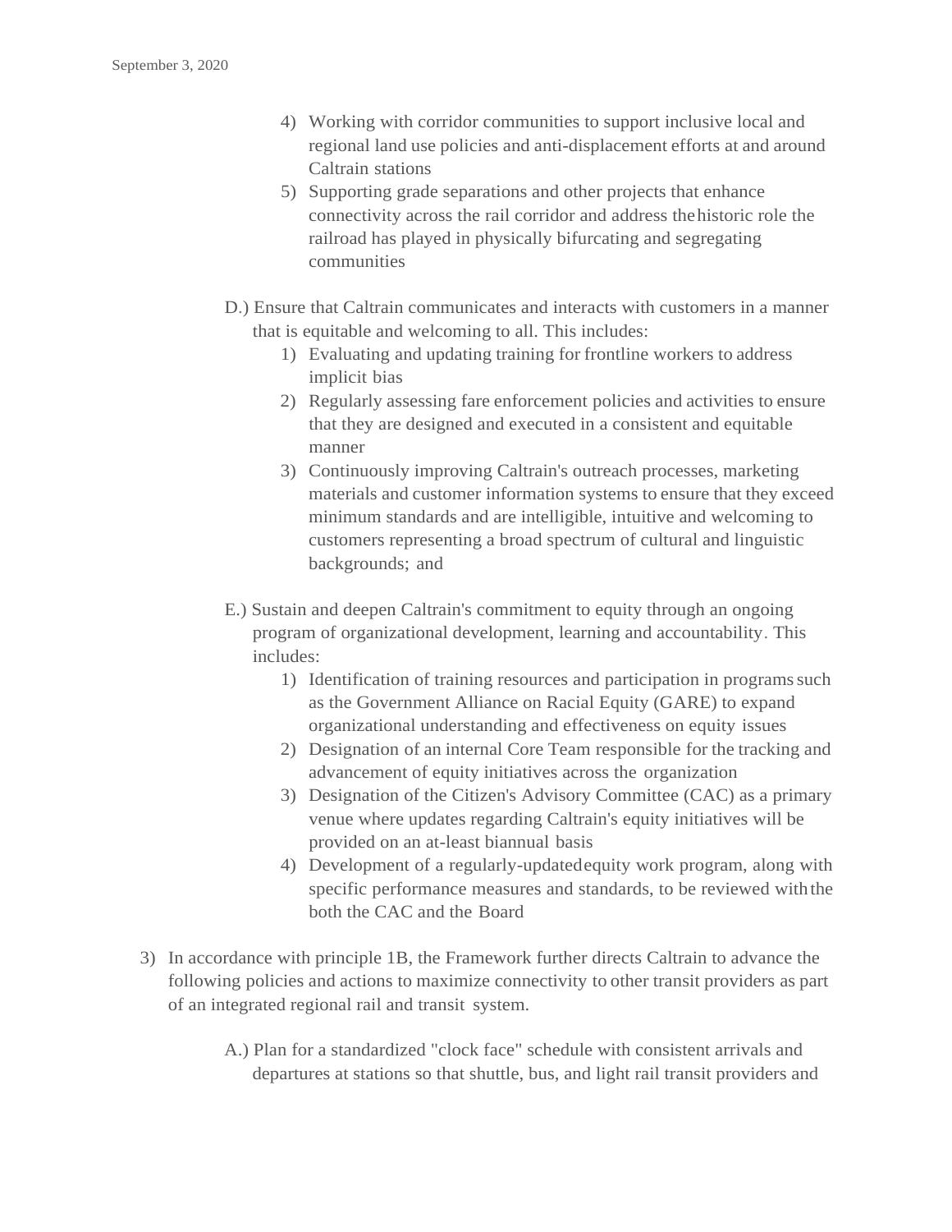4) Working with corridor communities to support inclusive local and regional land use policies and anti-displacement efforts at and around Caltrain stations
5) Supporting grade separations and other projects that enhance connectivity across the rail corridor and address the historic role the railroad has played in physically bifurcating and segregating communities

D.) Ensure that Caltrain communicates and interacts with customers in a manner that is equitable and welcoming to all. This includes:

1) Evaluating and updating training for frontline workers to address implicit bias
2) Regularly assessing fare enforcement policies and activities to ensure that they are designed and executed in a consistent and equitable manner
3) Continuously improving Caltrain's outreach processes, marketing materials and customer information systems to ensure that they exceed minimum standards and are intelligible, intuitive and welcoming to customers representing a broad spectrum of cultural and linguistic backgrounds; and

E.) Sustain and deepen Caltrain's commitment to equity through an ongoing program of organizational development, learning and accountability. This includes:

1) Identification of training resources and participation in programs such as the Government Alliance on Racial Equity (GARE) to expand organizational understanding and effectiveness on equity issues
2) Designation of an internal Core Team responsible for the tracking and advancement of equity initiatives across the organization
3) Designation of the Citizen's Advisory Committee (CAC) as a primary venue where updates regarding Caltrain's equity initiatives will be provided on an at-least biannual basis
4) Development of a regularly-updated equity work program, along with specific performance measures and standards, to be reviewed with the both the CAC and the Board

3) In accordance with principle 1B, the Framework further directs Caltrain to advance the following policies and actions to maximize connectivity to other transit providers as part of an integrated regional rail and transit system.

A.) Plan for a standardized "clock face" schedule with consistent arrivals and departures at stations so that shuttle, bus, and light rail transit providers and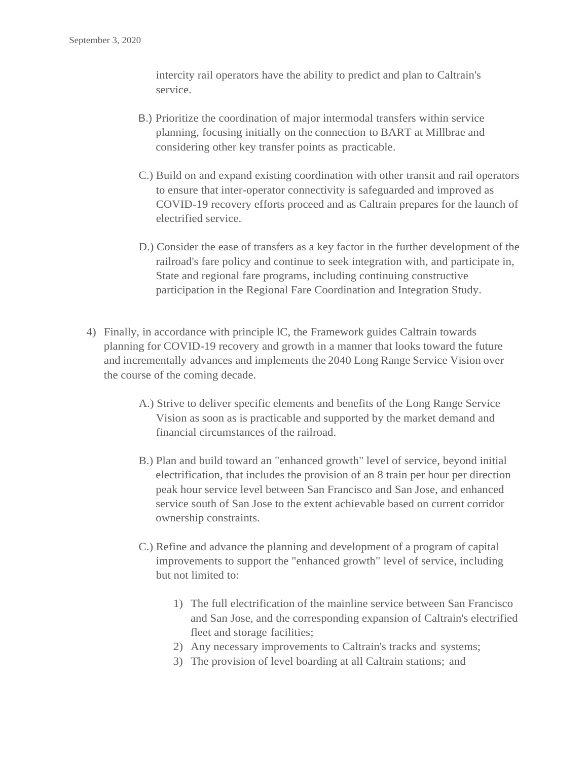intercity rail operators have the ability to predict and plan to Caltrain's service.

B.) Prioritize the coordination of major intermodal transfers within service planning, focusing initially on the connection to BART at Millbrae and considering other key transfer points as practicable.

C.) Build on and expand existing coordination with other transit and rail operators to ensure that inter-operator connectivity is safeguarded and improved as COVID-19 recovery efforts proceed and as Caltrain prepares for the launch of electrified service.

D.) Consider the ease of transfers as a key factor in the further development of the railroad's fare policy and continue to seek integration with, and participate in, State and regional fare programs, including continuing constructive participation in the Regional Fare Coordination and Integration Study.

4) Finally, in accordance with principle lC, the Framework guides Caltrain towards planning for COVID-19 recovery and growth in a manner that looks toward the future and incrementally advances and implements the 2040 Long Range Service Vision over the course of the coming decade.

A.) Strive to deliver specific elements and benefits of the Long Range Service Vision as soon as is practicable and supported by the market demand and financial circumstances of the railroad.

B.) Plan and build toward an "enhanced growth" level of service, beyond initial electrification, that includes the provision of an 8 train per hour per direction peak hour service level between San Francisco and San Jose, and enhanced service south of San Jose to the extent achievable based on current corridor ownership constraints.

C.) Refine and advance the planning and development of a program of capital improvements to support the "enhanced growth" level of service, including but not limited to:

1) The full electrification of the mainline service between San Francisco and San Jose, and the corresponding expansion of Caltrain's electrified fleet and storage facilities;
2) Any necessary improvements to Caltrain's tracks and systems;
3) The provision of level boarding at all Caltrain stations; and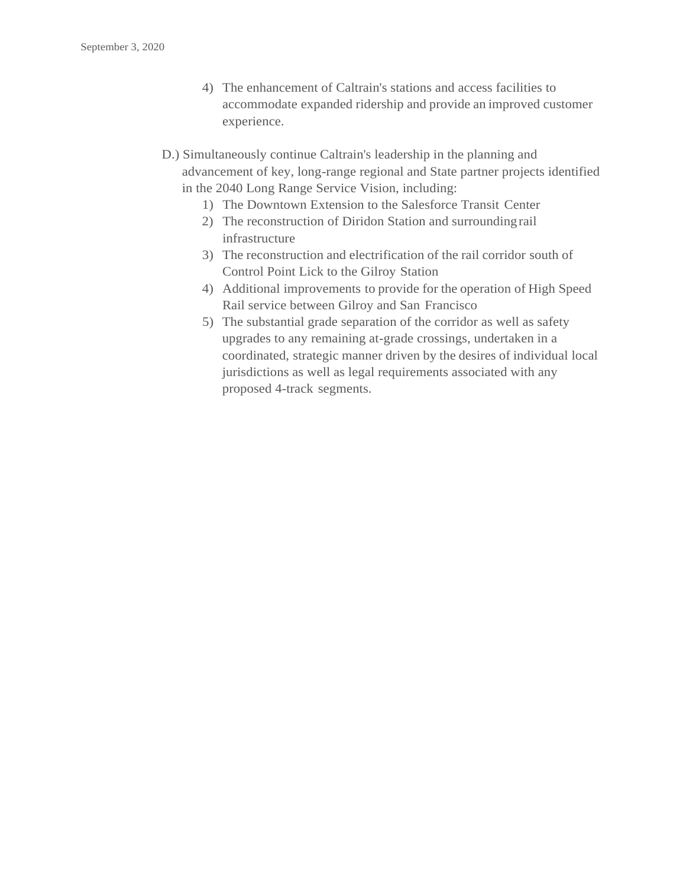4) The enhancement of Caltrain's stations and access facilities to accommodate expanded ridership and provide an improved customer experience.

D.) Simultaneously continue Caltrain's leadership in the planning and advancement of key, long-range regional and State partner projects identified in the 2040 Long Range Service Vision, including:

1) The Downtown Extension to the Salesforce Transit Center
2) The reconstruction of Diridon Station and surrounding rail infrastructure
3) The reconstruction and electrification of the rail corridor south of Control Point Lick to the Gilroy Station
4) Additional improvements to provide for the operation of High Speed Rail service between Gilroy and San Francisco
5) The substantial grade separation of the corridor as well as safety upgrades to any remaining at-grade crossings, undertaken in a coordinated, strategic manner driven by the desires of individual local jurisdictions as well as legal requirements associated with any proposed 4-track segments.